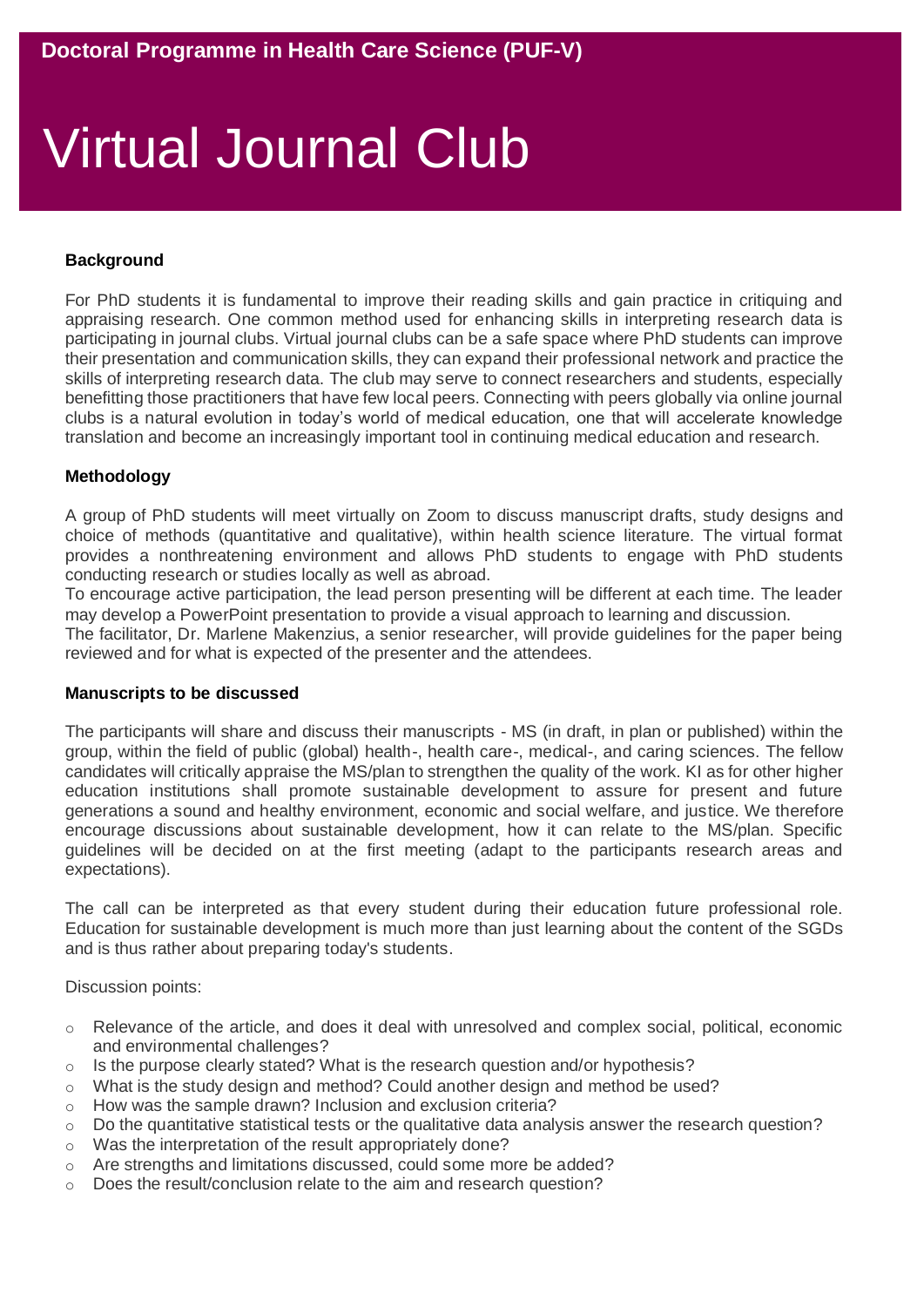**Doctoral Programme in Health Care Science (PUF-V)**

# Virtual Journal Club

### Background

For PhD students it is fundamental to improve their reading skills and gain practice in critiquing and appraising research. One common method used for enhancing skills in interpreting research data is participating in journal clubs. Virtual journal clubs can be a safe space where PhD students can improve their presentation and communication skills, they can expand their professional network and practice the skills of interpreting research data. The club may serve to connect researchers and students, especially benefitting those practitioners that have few local peers. Connecting with peers globally via online journal clubs is a natural evolution in today's world of medical education, one that will accelerate knowledge translation and become an increasingly important tool in continuing medical education and research.

### Methodology

A group of PhD students will meet virtually on Zoom to discuss manuscript drafts, study designs and choice of methods (quantitative and qualitative), within health science literature. The virtual format provides a nonthreatening environment and allows PhD students to engage with PhD students conducting research or studies locally as well as abroad.

To encourage active participation, the lead person presenting will be different at each time. The leader may develop a PowerPoint presentation to provide a visual approach to learning and discussion.

The facilitator, Dr. Marlene Makenzius, a senior researcher, will provide guidelines for the paper being reviewed and for what is expected of the presenter and the attendees.

### Manuscripts to be discussed

The participants will share and discuss their manuscripts - MS (in draft, in plan or published) within the group, within the field of public (global) health-, health care-, medical-, and caring sciences. The fellow candidates will critically appraise the MS/plan to strengthen the quality of the work. KI as for other higher education institutions shall promote sustainable development to assure for present and future generations a sound and healthy environment, economic and social welfare, and justice. We therefore encourage discussions about sustainable development, how it can relate to the MS/plan. Specific guidelines will be decided on at the first meeting (adapt to the participants research areas and expectations).

The call can be interpreted as that every student during their education future professional role. Education for sustainable development is much more than just learning about the content of the SGDs and is thus rather about preparing today's students.

Discussion points:

- Relevance of the article, and does it deal with unresolved and complex social, political, economic and environmental challenges?
- Is the purpose clearly stated? What is the research question and/or hypothesis?
- What is the study design and method? Could another design and method be used?
- How was the sample drawn? Inclusion and exclusion criteria?
- Do the quantitative statistical tests or the qualitative data analysis answer the research question?
- Was the interpretation of the result appropriately done?
- Are strengths and limitations discussed, could some more be added?
- Does the result/conclusion relate to the aim and research question?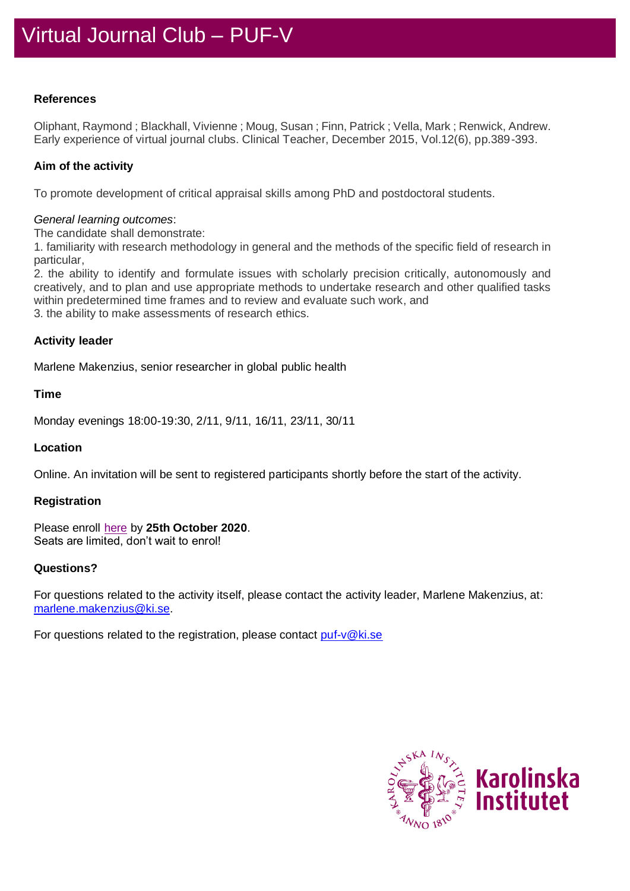# Virtual Journal Club – PUF-V

### References

Oliphant, Raymond ; Blackhall, Vivienne ; Moug, Susan ; Finn, Patrick ; Vella, Mark ; Renwick, Andrew. Early experience of virtual journal clubs. Clinical Teacher, December 2015, Vol.12(6), pp.389-393.

### Aim of the activity

To promote development of critical appraisal skills among PhD and postdoctoral students.

*General learning outcomes*:
The candidate shall demonstrate:
1. familiarity with research methodology in general and the methods of the specific field of research in particular,
2. the ability to identify and formulate issues with scholarly precision critically, autonomously and creatively, and to plan and use appropriate methods to undertake research and other qualified tasks within predetermined time frames and to review and evaluate such work, and
3. the ability to make assessments of research ethics.

### Activity leader

Marlene Makenzius, senior researcher in global public health

### Time

Monday evenings 18:00-19:30, 2/11, 9/11, 16/11, 23/11, 30/11

### Location

Online. An invitation will be sent to registered participants shortly before the start of the activity.

### Registration

Please enroll here by **25th October 2020**.
Seats are limited, don't wait to enrol!

### Questions?

For questions related to the activity itself, please contact the activity leader, Marlene Makenzius, at: marlene.makenzius@ki.se.

For questions related to the registration, please contact puf-v@ki.se

Karolinska Institutet